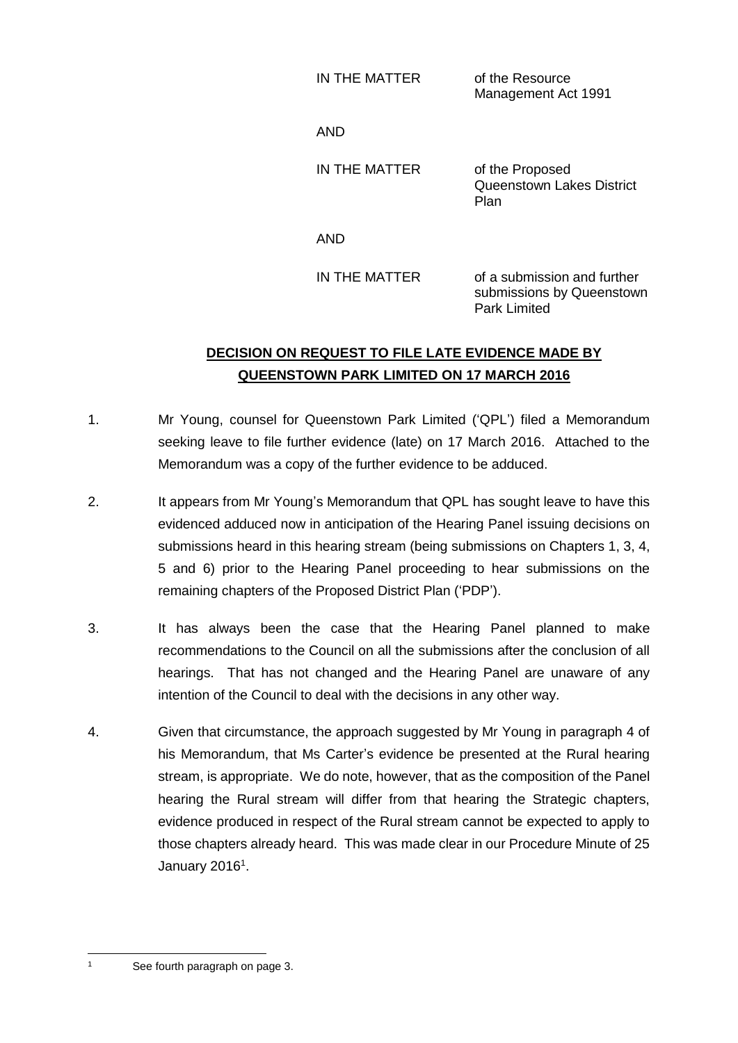IN THE MATTER of the Resource Management Act 1991

AND

IN THE MATTER of the Proposed Queenstown Lakes District Plan

AND

IN THE MATTER of a submission and further submissions by Queenstown Park Limited

**DECISION ON REQUEST TO FILE LATE EVIDENCE MADE BY QUEENSTOWN PARK LIMITED ON 17 MARCH 2016**

1. Mr Young, counsel for Queenstown Park Limited ('QPL') filed a Memorandum seeking leave to file further evidence (late) on 17 March 2016. Attached to the Memorandum was a copy of the further evidence to be adduced.

2. It appears from Mr Young's Memorandum that QPL has sought leave to have this evidenced adduced now in anticipation of the Hearing Panel issuing decisions on submissions heard in this hearing stream (being submissions on Chapters 1, 3, 4, 5 and 6) prior to the Hearing Panel proceeding to hear submissions on the remaining chapters of the Proposed District Plan ('PDP').

3. It has always been the case that the Hearing Panel planned to make recommendations to the Council on all the submissions after the conclusion of all hearings. That has not changed and the Hearing Panel are unaware of any intention of the Council to deal with the decisions in any other way.

4. Given that circumstance, the approach suggested by Mr Young in paragraph 4 of his Memorandum, that Ms Carter's evidence be presented at the Rural hearing stream, is appropriate. We do note, however, that as the composition of the Panel hearing the Rural stream will differ from that hearing the Strategic chapters, evidence produced in respect of the Rural stream cannot be expected to apply to those chapters already heard. This was made clear in our Procedure Minute of 25 January 2016[1].

[1] See fourth paragraph on page 3.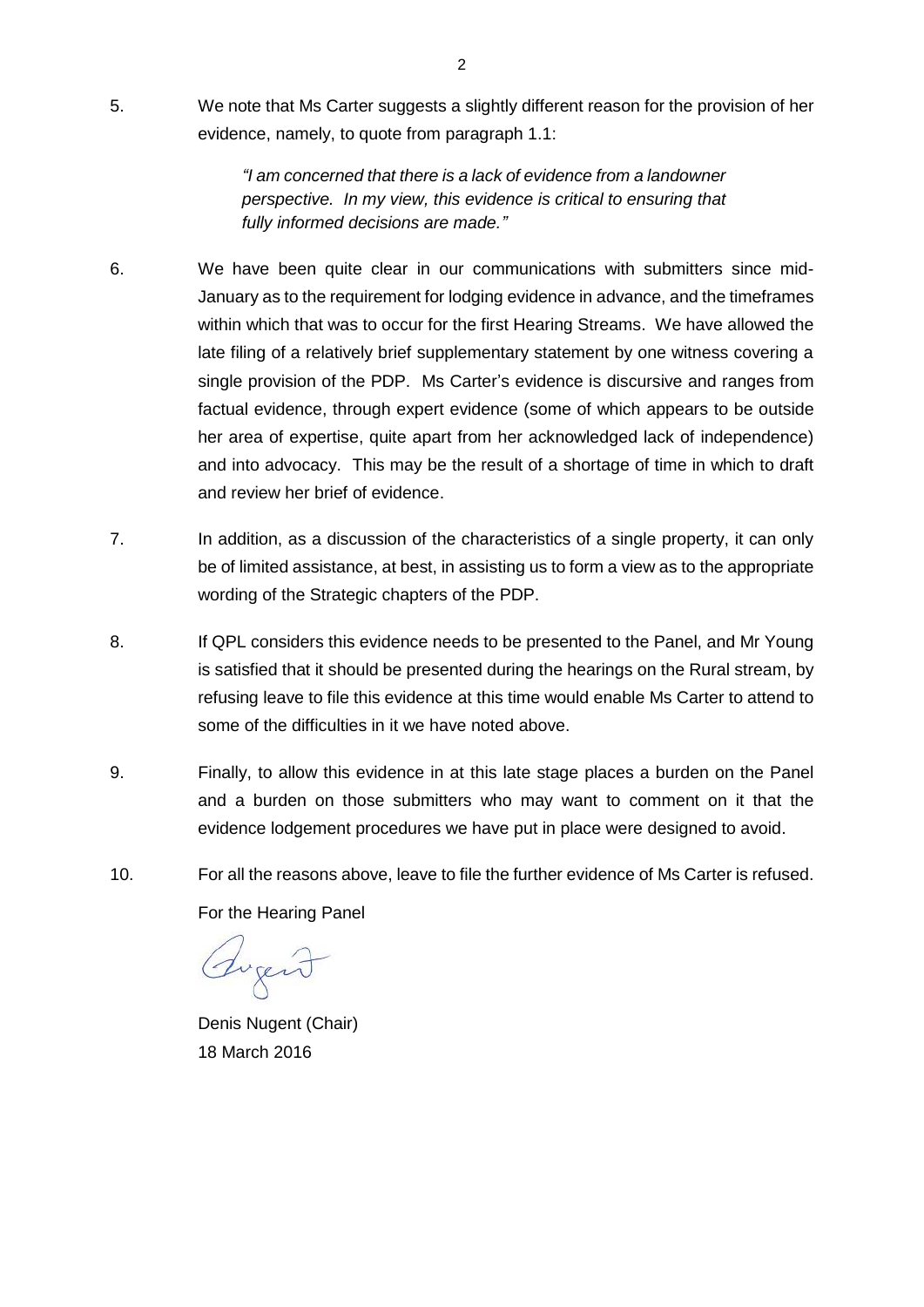5. We note that Ms Carter suggests a slightly different reason for the provision of her evidence, namely, to quote from paragraph 1.1:

> *"I am concerned that there is a lack of evidence from a landowner perspective. In my view, this evidence is critical to ensuring that fully informed decisions are made."*

6. We have been quite clear in our communications with submitters since mid-January as to the requirement for lodging evidence in advance, and the timeframes within which that was to occur for the first Hearing Streams. We have allowed the late filing of a relatively brief supplementary statement by one witness covering a single provision of the PDP. Ms Carter's evidence is discursive and ranges from factual evidence, through expert evidence (some of which appears to be outside her area of expertise, quite apart from her acknowledged lack of independence) and into advocacy. This may be the result of a shortage of time in which to draft and review her brief of evidence.

7. In addition, as a discussion of the characteristics of a single property, it can only be of limited assistance, at best, in assisting us to form a view as to the appropriate wording of the Strategic chapters of the PDP.

8. If QPL considers this evidence needs to be presented to the Panel, and Mr Young is satisfied that it should be presented during the hearings on the Rural stream, by refusing leave to file this evidence at this time would enable Ms Carter to attend to some of the difficulties in it we have noted above.

9. Finally, to allow this evidence in at this late stage places a burden on the Panel and a burden on those submitters who may want to comment on it that the evidence lodgement procedures we have put in place were designed to avoid.

10. For all the reasons above, leave to file the further evidence of Ms Carter is refused.

For the Hearing Panel

Denis Nugent (Chair)
18 March 2016